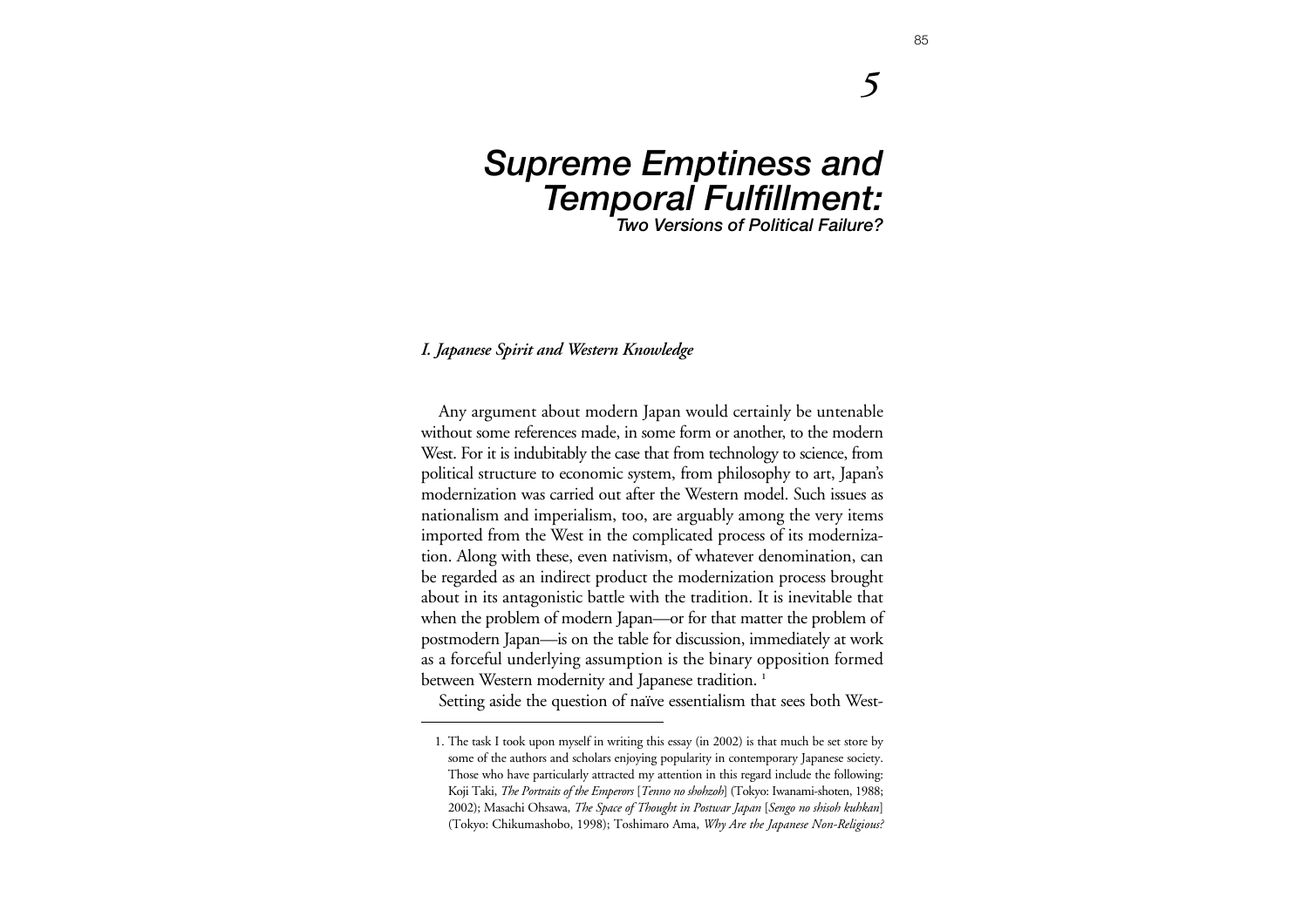# 5

# Supreme Emptiness and Temporal Fulfillment:

### Two Versions of Political Failure?

#### *I. Japanese Spirit and Western Knowledge*

Any argument about modern Japan would certainly be untenable without some references made, in some form or another, to the modern West. For it is indubitably the case that from technology to science, from political structure to economic system, from philosophy to art, Japan's modernization was carried out after the Western model. Such issues as nationalism and imperialism, too, are arguably among the very items imported from the West in the complicated process of its modernization. Along with these, even nativism, of whatever denomination, can be regarded as an indirect product the modernization process brought about in its antagonistic battle with the tradition. It is inevitable that when the problem of modern Japan—or for that matter the problem of postmodern Japan—is on the table for discussion, immediately at work as a forceful underlying assumption is the binary opposition formed between Western modernity and Japanese tradition. [1]

Setting aside the question of naïve essentialism that sees both West-

---

1. The task I took upon myself in writing this essay (in 2002) is that much be set store by some of the authors and scholars enjoying popularity in contemporary Japanese society. Those who have particularly attracted my attention in this regard include the following: Koji Taki, *The Portraits of the Emperors* [*Tenno no shohzoh*] (Tokyo: Iwanami-shoten, 1988; 2002); Masachi Ohsawa, *The Space of Thought in Postwar Japan* [*Sengo no shisoh kuhkan*] (Tokyo: Chikumashobo, 1998); Toshimaro Ama, *Why Are the Japanese Non-Religious?*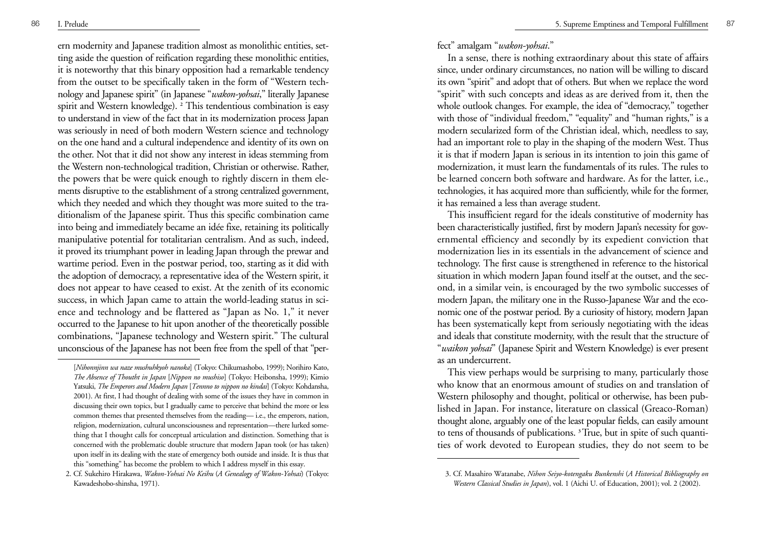ern modernity and Japanese tradition almost as monolithic entities, setting aside the question of reification regarding these monolithic entities, it is noteworthy that this binary opposition had a remarkable tendency from the outset to be specifically taken in the form of "Western technology and Japanese spirit" (in Japanese "*wakon-yohsai*," literally Japanese spirit and Western knowledge). [2] This tendentious combination is easy to understand in view of the fact that in its modernization process Japan was seriously in need of both modern Western science and technology on the one hand and a cultural independence and identity of its own on the other. Not that it did not show any interest in ideas stemming from the Western non-technological tradition, Christian or otherwise. Rather, the powers that be were quick enough to rightly discern in them elements disruptive to the establishment of a strong centralized government, which they needed and which they thought was more suited to the traditionalism of the Japanese spirit. Thus this specific combination came into being and immediately became an idée fixe, retaining its politically manipulative potential for totalitarian centralism. And as such, indeed, it proved its triumphant power in leading Japan through the prewar and wartime period. Even in the postwar period, too, starting as it did with the adoption of democracy, a representative idea of the Western spirit, it does not appear to have ceased to exist. At the zenith of its economic success, in which Japan came to attain the world-leading status in science and technology and be flattered as "Japan as No. 1," it never occurred to the Japanese to hit upon another of the theoretically possible combinations, "Japanese technology and Western spirit." The cultural unconscious of the Japanese has not been free from the spell of that "perfect" amalgam "*wakon-yohsai*."

In a sense, there is nothing extraordinary about this state of affairs since, under ordinary circumstances, no nation will be willing to discard its own "spirit" and adopt that of others. But when we replace the word "spirit" with such concepts and ideas as are derived from it, then the whole outlook changes. For example, the idea of "democracy," together with those of "individual freedom," "equality" and "human rights," is a modern secularized form of the Christian ideal, which, needless to say, had an important role to play in the shaping of the modern West. Thus it is that if modern Japan is serious in its intention to join this game of modernization, it must learn the fundamentals of its rules. The rules to be learned concern both software and hardware. As for the latter, i.e., technologies, it has acquired more than sufficiently, while for the former, it has remained a less than average student.

This insufficient regard for the ideals constitutive of modernity has been characteristically justified, first by modern Japan's necessity for governmental efficiency and secondly by its expedient conviction that modernization lies in its essentials in the advancement of science and technology. The first cause is strengthened in reference to the historical situation in which modern Japan found itself at the outset, and the second, in a similar vein, is encouraged by the two symbolic successes of modern Japan, the military one in the Russo-Japanese War and the economic one of the postwar period. By a curiosity of history, modern Japan has been systematically kept from seriously negotiating with the ideas and ideals that constitute modernity, with the result that the structure of "*waikon yohsai*" (Japanese Spirit and Western Knowledge) is ever present as an undercurrent.

This view perhaps would be surprising to many, particularly those who know that an enormous amount of studies on and translation of Western philosophy and thought, political or otherwise, has been published in Japan. For instance, literature on classical (Greaco-Roman) thought alone, arguably one of the least popular fields, can easily amount to tens of thousands of publications. [3] True, but in spite of such quantities of work devoted to European studies, they do not seem to be

---

[*Nihonnjinn wa naze mushuhkyoh nanoka*] (Tokyo: Chikumashobo, 1999); Norihiro Kato, *The Absence of Thouht in Japan* [*Nippon no mushiso*] (Tokyo: Heibonsha, 1999); Kimio Yatsuki, *The Emperors and Modern Japan* [*Tennno to nippon no kindai*] (Tokyo: Kohdansha, 2001). At first, I had thought of dealing with some of the issues they have in common in discussing their own topics, but I gradually came to perceive that behind the more or less common themes that presented themselves from the reading— i.e., the emperors, nation, religion, modernization, cultural unconsciousness and representation—there lurked something that I thought calls for conceptual articulation and distinction. Something that is concerned with the problematic double structure that modern Japan took (or has taken) upon itself in its dealing with the state of emergency both outside and inside. It is thus that this "something" has become the problem to which I address myself in this essay.

2. Cf. Sukehiro Hirakawa, *Wakon-Yohsai No Keihu* (*A Genealogy of Wakon-Yohsai*) (Tokyo: Kawadeshobo-shinsha, 1971).

3. Cf. Masahiro Watanabe, *Nihon Seiyo-kotengaku Bunkenshi* (*A Historical Bibliography on Western Classical Studies in Japan*), vol. 1 (Aichi U. of Education, 2001); vol. 2 (2002).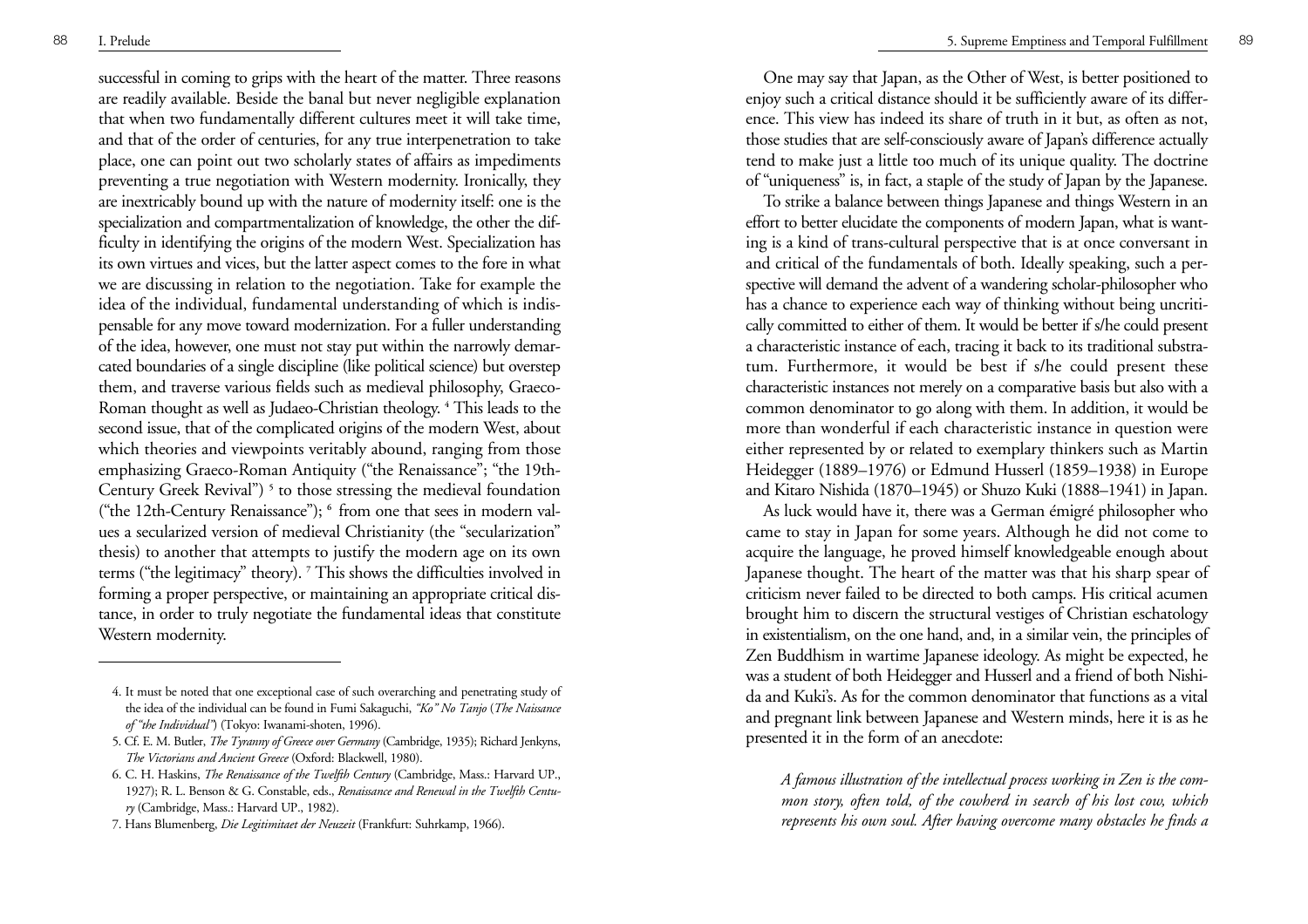successful in coming to grips with the heart of the matter. Three reasons are readily available. Beside the banal but never negligible explanation that when two fundamentally different cultures meet it will take time, and that of the order of centuries, for any true interpenetration to take place, one can point out two scholarly states of affairs as impediments preventing a true negotiation with Western modernity. Ironically, they are inextricably bound up with the nature of modernity itself: one is the specialization and compartmentalization of knowledge, the other the difficulty in identifying the origins of the modern West. Specialization has its own virtues and vices, but the latter aspect comes to the fore in what we are discussing in relation to the negotiation. Take for example the idea of the individual, fundamental understanding of which is indispensable for any move toward modernization. For a fuller understanding of the idea, however, one must not stay put within the narrowly demarcated boundaries of a single discipline (like political science) but overstep them, and traverse various fields such as medieval philosophy, Graeco-Roman thought as well as Judaeo-Christian theology. [4] This leads to the second issue, that of the complicated origins of the modern West, about which theories and viewpoints veritably abound, ranging from those emphasizing Graeco-Roman Antiquity ("the Renaissance"; "the 19th-Century Greek Revival") [5] to those stressing the medieval foundation ("the 12th-Century Renaissance"); [6] from one that sees in modern values a secularized version of medieval Christianity (the "secularization" thesis) to another that attempts to justify the modern age on its own terms ("the legitimacy" theory). [7] This shows the difficulties involved in forming a proper perspective, or maintaining an appropriate critical distance, in order to truly negotiate the fundamental ideas that constitute Western modernity.

4. It must be noted that one exceptional case of such overarching and penetrating study of the idea of the individual can be found in Fumi Sakaguchi, *"Ko" No Tanjo* (*The Naissance of "the Individual"*) (Tokyo: Iwanami-shoten, 1996).

5. Cf. E. M. Butler, *The Tyranny of Greece over Germany* (Cambridge, 1935); Richard Jenkyns, *The Victorians and Ancient Greece* (Oxford: Blackwell, 1980).

6. C. H. Haskins, *The Renaissance of the Twelfth Century* (Cambridge, Mass.: Harvard UP., 1927); R. L. Benson & G. Constable, eds., *Renaissance and Renewal in the Twelfth Century* (Cambridge, Mass.: Harvard UP., 1982).

7. Hans Blumenberg, *Die Legitimitaet der Neuzeit* (Frankfurt: Suhrkamp, 1966).

One may say that Japan, as the Other of West, is better positioned to enjoy such a critical distance should it be sufficiently aware of its difference. This view has indeed its share of truth in it but, as often as not, those studies that are self-consciously aware of Japan's difference actually tend to make just a little too much of its unique quality. The doctrine of "uniqueness" is, in fact, a staple of the study of Japan by the Japanese.

To strike a balance between things Japanese and things Western in an effort to better elucidate the components of modern Japan, what is wanting is a kind of trans-cultural perspective that is at once conversant in and critical of the fundamentals of both. Ideally speaking, such a perspective will demand the advent of a wandering scholar-philosopher who has a chance to experience each way of thinking without being uncritically committed to either of them. It would be better if s/he could present a characteristic instance of each, tracing it back to its traditional substratum. Furthermore, it would be best if s/he could present these characteristic instances not merely on a comparative basis but also with a common denominator to go along with them. In addition, it would be more than wonderful if each characteristic instance in question were either represented by or related to exemplary thinkers such as Martin Heidegger (1889–1976) or Edmund Husserl (1859–1938) in Europe and Kitaro Nishida (1870–1945) or Shuzo Kuki (1888–1941) in Japan.

As luck would have it, there was a German émigré philosopher who came to stay in Japan for some years. Although he did not come to acquire the language, he proved himself knowledgeable enough about Japanese thought. The heart of the matter was that his sharp spear of criticism never failed to be directed to both camps. His critical acumen brought him to discern the structural vestiges of Christian eschatology in existentialism, on the one hand, and, in a similar vein, the principles of Zen Buddhism in wartime Japanese ideology. As might be expected, he was a student of both Heidegger and Husserl and a friend of both Nishida and Kuki's. As for the common denominator that functions as a vital and pregnant link between Japanese and Western minds, here it is as he presented it in the form of an anecdote:

> *A famous illustration of the intellectual process working in Zen is the common story, often told, of the cowherd in search of his lost cow, which represents his own soul. After having overcome many obstacles he finds a*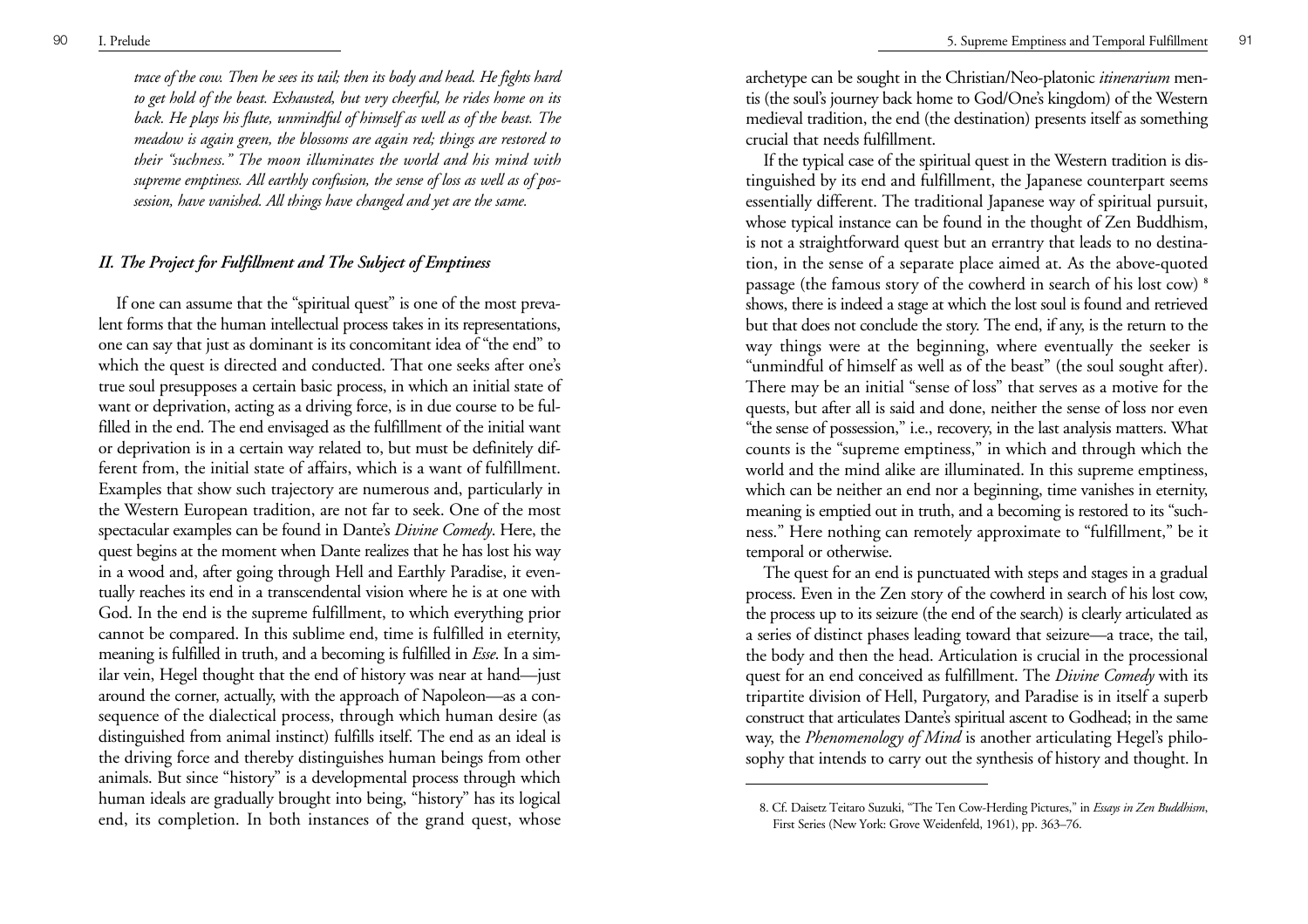*trace of the cow. Then he sees its tail; then its body and head. He fights hard to get hold of the beast. Exhausted, but very cheerful, he rides home on its back. He plays his flute, unmindful of himself as well as of the beast. The meadow is again green, the blossoms are again red; things are restored to their "suchness." The moon illuminates the world and his mind with supreme emptiness. All earthly confusion, the sense of loss as well as of possession, have vanished. All things have changed and yet are the same.*

## *II. The Project for Fulfillment and The Subject of Emptiness*

If one can assume that the "spiritual quest" is one of the most prevalent forms that the human intellectual process takes in its representations, one can say that just as dominant is its concomitant idea of "the end" to which the quest is directed and conducted. That one seeks after one's true soul presupposes a certain basic process, in which an initial state of want or deprivation, acting as a driving force, is in due course to be fulfilled in the end. The end envisaged as the fulfillment of the initial want or deprivation is in a certain way related to, but must be definitely different from, the initial state of affairs, which is a want of fulfillment. Examples that show such trajectory are numerous and, particularly in the Western European tradition, are not far to seek. One of the most spectacular examples can be found in Dante's *Divine Comedy*. Here, the quest begins at the moment when Dante realizes that he has lost his way in a wood and, after going through Hell and Earthly Paradise, it eventually reaches its end in a transcendental vision where he is at one with God. In the end is the supreme fulfillment, to which everything prior cannot be compared. In this sublime end, time is fulfilled in eternity, meaning is fulfilled in truth, and a becoming is fulfilled in *Esse*. In a similar vein, Hegel thought that the end of history was near at hand—just around the corner, actually, with the approach of Napoleon—as a consequence of the dialectical process, through which human desire (as distinguished from animal instinct) fulfills itself. The end as an ideal is the driving force and thereby distinguishes human beings from other animals. But since "history" is a developmental process through which human ideals are gradually brought into being, "history" has its logical end, its completion. In both instances of the grand quest, whose archetype can be sought in the Christian/Neo-platonic *itinerarium* mentis (the soul's journey back home to God/One's kingdom) of the Western medieval tradition, the end (the destination) presents itself as something crucial that needs fulfillment.

If the typical case of the spiritual quest in the Western tradition is distinguished by its end and fulfillment, the Japanese counterpart seems essentially different. The traditional Japanese way of spiritual pursuit, whose typical instance can be found in the thought of Zen Buddhism, is not a straightforward quest but an errantry that leads to no destination, in the sense of a separate place aimed at. As the above-quoted passage (the famous story of the cowherd in search of his lost cow) [8] shows, there is indeed a stage at which the lost soul is found and retrieved but that does not conclude the story. The end, if any, is the return to the way things were at the beginning, where eventually the seeker is "unmindful of himself as well as of the beast" (the soul sought after). There may be an initial "sense of loss" that serves as a motive for the quests, but after all is said and done, neither the sense of loss nor even "the sense of possession," i.e., recovery, in the last analysis matters. What counts is the "supreme emptiness," in which and through which the world and the mind alike are illuminated. In this supreme emptiness, which can be neither an end nor a beginning, time vanishes in eternity, meaning is emptied out in truth, and a becoming is restored to its "suchness." Here nothing can remotely approximate to "fulfillment," be it temporal or otherwise.

The quest for an end is punctuated with steps and stages in a gradual process. Even in the Zen story of the cowherd in search of his lost cow, the process up to its seizure (the end of the search) is clearly articulated as a series of distinct phases leading toward that seizure—a trace, the tail, the body and then the head. Articulation is crucial in the processional quest for an end conceived as fulfillment. The *Divine Comedy* with its tripartite division of Hell, Purgatory, and Paradise is in itself a superb construct that articulates Dante's spiritual ascent to Godhead; in the same way, the *Phenomenology of Mind* is another articulating Hegel's philosophy that intends to carry out the synthesis of history and thought. In

8. Cf. Daisetz Teitaro Suzuki, "The Ten Cow-Herding Pictures," in *Essays in Zen Buddhism*, First Series (New York: Grove Weidenfeld, 1961), pp. 363–76.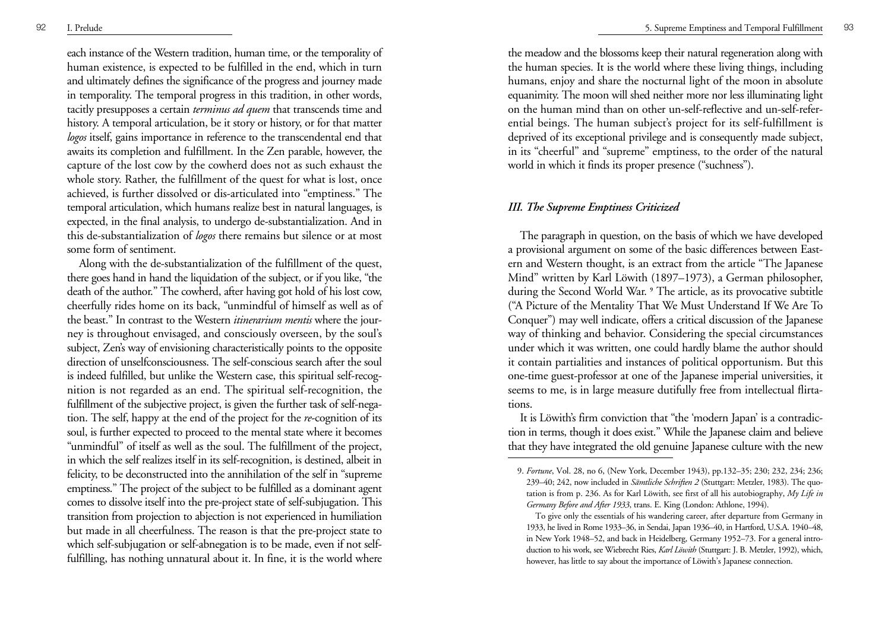each instance of the Western tradition, human time, or the temporality of human existence, is expected to be fulfilled in the end, which in turn and ultimately defines the significance of the progress and journey made in temporality. The temporal progress in this tradition, in other words, tacitly presupposes a certain *terminus ad quem* that transcends time and history. A temporal articulation, be it story or history, or for that matter *logos* itself, gains importance in reference to the transcendental end that awaits its completion and fulfillment. In the Zen parable, however, the capture of the lost cow by the cowherd does not as such exhaust the whole story. Rather, the fulfillment of the quest for what is lost, once achieved, is further dissolved or dis-articulated into "emptiness." The temporal articulation, which humans realize best in natural languages, is expected, in the final analysis, to undergo de-substantialization. And in this de-substantialization of *logos* there remains but silence or at most some form of sentiment.

Along with the de-substantialization of the fulfillment of the quest, there goes hand in hand the liquidation of the subject, or if you like, "the death of the author." The cowherd, after having got hold of his lost cow, cheerfully rides home on its back, "unmindful of himself as well as of the beast." In contrast to the Western *itinerarium mentis* where the journey is throughout envisaged, and consciously overseen, by the soul's subject, Zen's way of envisioning characteristically points to the opposite direction of unselfconsciousness. The self-conscious search after the soul is indeed fulfilled, but unlike the Western case, this spiritual self-recognition is not regarded as an end. The spiritual self-recognition, the fulfillment of the subjective project, is given the further task of self-negation. The self, happy at the end of the project for the *re*-cognition of its soul, is further expected to proceed to the mental state where it becomes "unmindful" of itself as well as the soul. The fulfillment of the project, in which the self realizes itself in its self-recognition, is destined, albeit in felicity, to be deconstructed into the annihilation of the self in "supreme emptiness." The project of the subject to be fulfilled as a dominant agent comes to dissolve itself into the pre-project state of self-subjugation. This transition from projection to abjection is not experienced in humiliation but made in all cheerfulness. The reason is that the pre-project state to which self-subjugation or self-abnegation is to be made, even if not self-fulfilling, has nothing unnatural about it. In fine, it is the world where the meadow and the blossoms keep their natural regeneration along with the human species. It is the world where these living things, including humans, enjoy and share the nocturnal light of the moon in absolute equanimity. The moon will shed neither more nor less illuminating light on the human mind than on other un-self-reflective and un-self-referential beings. The human subject's project for its self-fulfillment is deprived of its exceptional privilege and is consequently made subject, in its "cheerful" and "supreme" emptiness, to the order of the natural world in which it finds its proper presence ("suchness").

### *III. The Supreme Emptiness Criticized*

The paragraph in question, on the basis of which we have developed a provisional argument on some of the basic differences between Eastern and Western thought, is an extract from the article "The Japanese Mind" written by Karl Löwith (1897–1973), a German philosopher, during the Second World War. [9] The article, as its provocative subtitle ("A Picture of the Mentality That We Must Understand If We Are To Conquer") may well indicate, offers a critical discussion of the Japanese way of thinking and behavior. Considering the special circumstances under which it was written, one could hardly blame the author should it contain partialities and instances of political opportunism. But this one-time guest-professor at one of the Japanese imperial universities, it seems to me, is in large measure dutifully free from intellectual flirtations.

It is Löwith's firm conviction that "the 'modern Japan' is a contradiction in terms, though it does exist." While the Japanese claim and believe that they have integrated the old genuine Japanese culture with the new

9. *Fortune*, Vol. 28, no 6, (New York, December 1943), pp.132–35; 230; 232, 234; 236; 239–40; 242, now included in *Sämtliche Schriften 2* (Stuttgart: Metzler, 1983). The quotation is from p. 236. As for Karl Löwith, see first of all his autobiography, *My Life in Germany Before and After 1933*, trans. E. King (London: Athlone, 1994).

To give only the essentials of his wandering career, after departure from Germany in 1933, he lived in Rome 1933–36, in Sendai, Japan 1936–40, in Hartford, U.S.A. 1940–48, in New York 1948–52, and back in Heidelberg, Germany 1952–73. For a general introduction to his work, see Wiebrecht Ries, *Karl Löwith* (Stuttgart: J. B. Metzler, 1992), which, however, has little to say about the importance of Löwith's Japanese connection.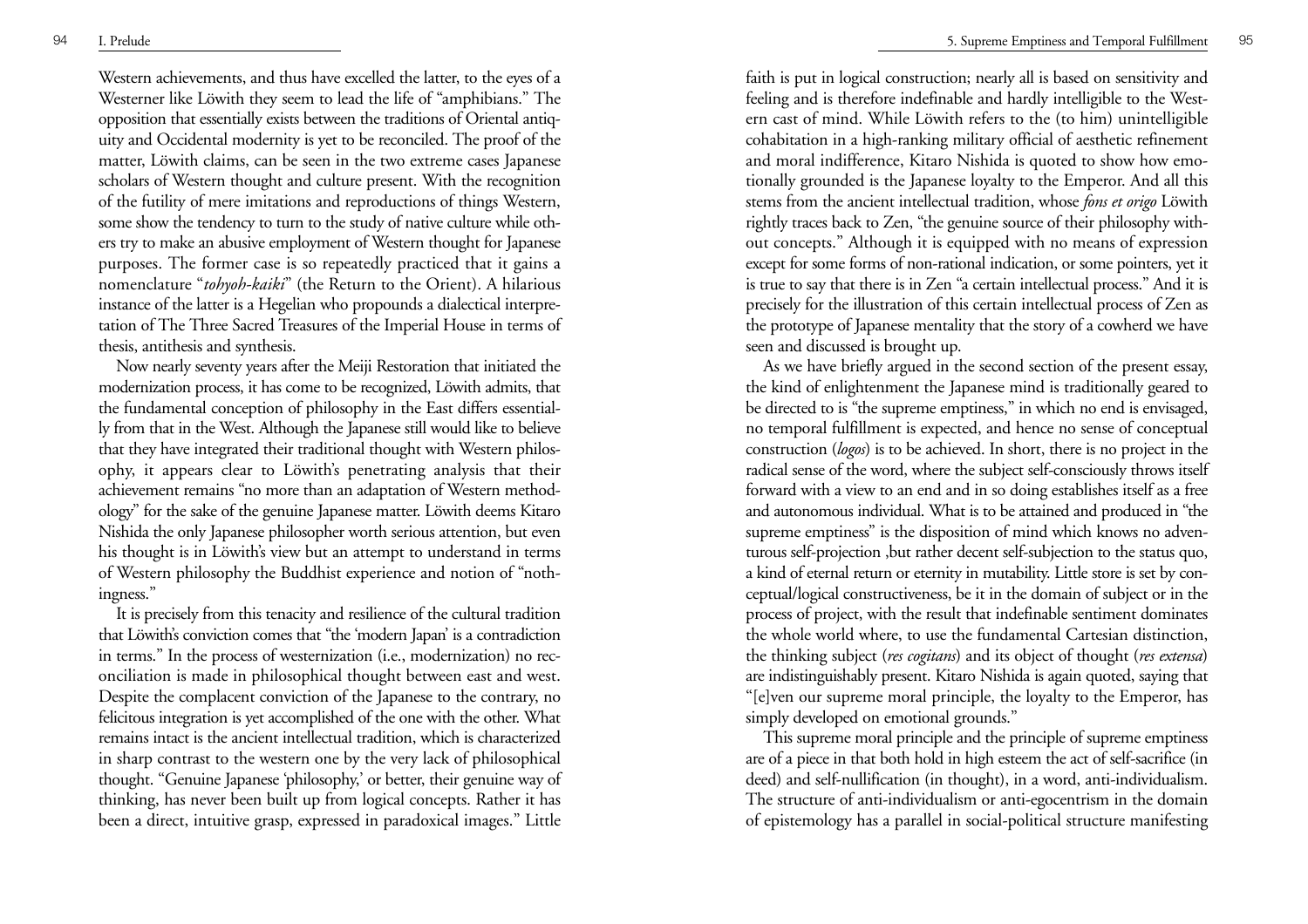Western achievements, and thus have excelled the latter, to the eyes of a Westerner like Löwith they seem to lead the life of "amphibians." The opposition that essentially exists between the traditions of Oriental antiquity and Occidental modernity is yet to be reconciled. The proof of the matter, Löwith claims, can be seen in the two extreme cases Japanese scholars of Western thought and culture present. With the recognition of the futility of mere imitations and reproductions of things Western, some show the tendency to turn to the study of native culture while others try to make an abusive employment of Western thought for Japanese purposes. The former case is so repeatedly practiced that it gains a nomenclature "*tohyoh-kaiki*" (the Return to the Orient). A hilarious instance of the latter is a Hegelian who propounds a dialectical interpretation of The Three Sacred Treasures of the Imperial House in terms of thesis, antithesis and synthesis.

Now nearly seventy years after the Meiji Restoration that initiated the modernization process, it has come to be recognized, Löwith admits, that the fundamental conception of philosophy in the East differs essentially from that in the West. Although the Japanese still would like to believe that they have integrated their traditional thought with Western philosophy, it appears clear to Löwith's penetrating analysis that their achievement remains "no more than an adaptation of Western methodology" for the sake of the genuine Japanese matter. Löwith deems Kitaro Nishida the only Japanese philosopher worth serious attention, but even his thought is in Löwith's view but an attempt to understand in terms of Western philosophy the Buddhist experience and notion of "nothingness."

It is precisely from this tenacity and resilience of the cultural tradition that Löwith's conviction comes that "the 'modern Japan' is a contradiction in terms." In the process of westernization (i.e., modernization) no reconciliation is made in philosophical thought between east and west. Despite the complacent conviction of the Japanese to the contrary, no felicitous integration is yet accomplished of the one with the other. What remains intact is the ancient intellectual tradition, which is characterized in sharp contrast to the western one by the very lack of philosophical thought. "Genuine Japanese 'philosophy,' or better, their genuine way of thinking, has never been built up from logical concepts. Rather it has been a direct, intuitive grasp, expressed in paradoxical images." Little faith is put in logical construction; nearly all is based on sensitivity and feeling and is therefore indefinable and hardly intelligible to the Western cast of mind. While Löwith refers to the (to him) unintelligible cohabitation in a high-ranking military official of aesthetic refinement and moral indifference, Kitaro Nishida is quoted to show how emotionally grounded is the Japanese loyalty to the Emperor. And all this stems from the ancient intellectual tradition, whose *fons et origo* Löwith rightly traces back to Zen, "the genuine source of their philosophy without concepts." Although it is equipped with no means of expression except for some forms of non-rational indication, or some pointers, yet it is true to say that there is in Zen "a certain intellectual process." And it is precisely for the illustration of this certain intellectual process of Zen as the prototype of Japanese mentality that the story of a cowherd we have seen and discussed is brought up.

As we have briefly argued in the second section of the present essay, the kind of enlightenment the Japanese mind is traditionally geared to be directed to is "the supreme emptiness," in which no end is envisaged, no temporal fulfillment is expected, and hence no sense of conceptual construction (*logos*) is to be achieved. In short, there is no project in the radical sense of the word, where the subject self-consciously throws itself forward with a view to an end and in so doing establishes itself as a free and autonomous individual. What is to be attained and produced in "the supreme emptiness" is the disposition of mind which knows no adventurous self-projection ,but rather decent self-subjection to the status quo, a kind of eternal return or eternity in mutability. Little store is set by conceptual/logical constructiveness, be it in the domain of subject or in the process of project, with the result that indefinable sentiment dominates the whole world where, to use the fundamental Cartesian distinction, the thinking subject (*res cogitans*) and its object of thought (*res extensa*) are indistinguishably present. Kitaro Nishida is again quoted, saying that "[e]ven our supreme moral principle, the loyalty to the Emperor, has simply developed on emotional grounds."

This supreme moral principle and the principle of supreme emptiness are of a piece in that both hold in high esteem the act of self-sacrifice (in deed) and self-nullification (in thought), in a word, anti-individualism. The structure of anti-individualism or anti-egocentrism in the domain of epistemology has a parallel in social-political structure manifesting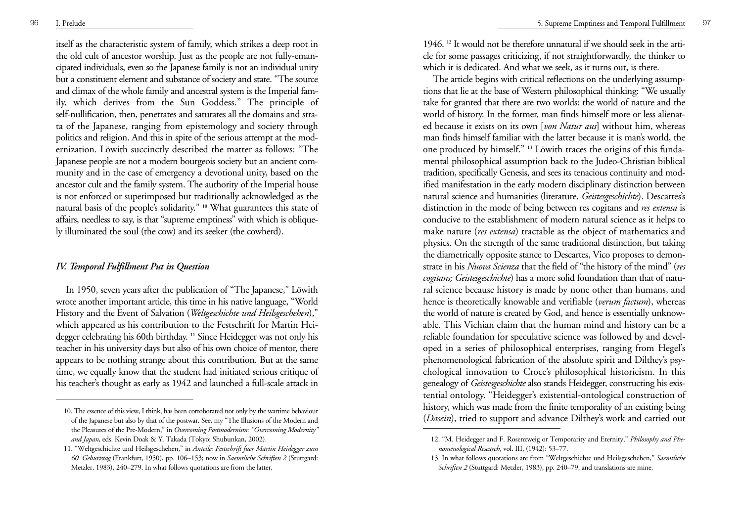itself as the characteristic system of family, which strikes a deep root in the old cult of ancestor worship. Just as the people are not fully-emancipated individuals, even so the Japanese family is not an individual unity but a constituent element and substance of society and state. "The source and climax of the whole family and ancestral system is the Imperial family, which derives from the Sun Goddess." The principle of self-nullification, then, penetrates and saturates all the domains and strata of the Japanese, ranging from epistemology and society through politics and religion. And this in spite of the serious attempt at the modernization. Löwith succinctly described the matter as follows: "The Japanese people are not a modern bourgeois society but an ancient community and in the case of emergency a devotional unity, based on the ancestor cult and the family system. The authority of the Imperial house is not enforced or superimposed but traditionally acknowledged as the natural basis of the people's solidarity." [10] What guarantees this state of affairs, needless to say, is that "supreme emptiness" with which is obliquely illuminated the soul (the cow) and its seeker (the cowherd).

### *IV. Temporal Fulfillment Put in Question*

In 1950, seven years after the publication of "The Japanese," Löwith wrote another important article, this time in his native language, "World History and the Event of Salvation (*Weltgeschichte und Heilsgeschehen*)," which appeared as his contribution to the Festschrift for Martin Heidegger celebrating his 60th birthday. [11] Since Heidegger was not only his teacher in his university days but also of his own choice of mentor, there appears to be nothing strange about this contribution. But at the same time, we equally know that the student had initiated serious critique of his teacher's thought as early as 1942 and launched a full-scale attack in 1946. [12] It would not be therefore unnatural if we should seek in the article for some passages criticizing, if not straightforwardly, the thinker to which it is dedicated. And what we seek, as it turns out, is there.

The article begins with critical reflections on the underlying assumptions that lie at the base of Western philosophical thinking: "We usually take for granted that there are two worlds: the world of nature and the world of history. In the former, man finds himself more or less alienated because it exists on its own [*von Natur aus*] without him, whereas man finds himself familiar with the latter because it is man's world, the one produced by himself." [13] Löwith traces the origins of this fundamental philosophical assumption back to the Judeo-Christian biblical tradition, specifically Genesis, and sees its tenacious continuity and modified manifestation in the early modern disciplinary distinction between natural science and humanities (literature, *Geistesgeschichte*). Descartes's distinction in the mode of being between res cogitans and *res extensa* is conducive to the establishment of modern natural science as it helps to make nature (*res extensa*) tractable as the object of mathematics and physics. On the strength of the same traditional distinction, but taking the diametrically opposite stance to Descartes, Vico proposes to demonstrate in his *Nuova Scienza* that the field of "the history of the mind" (*res cogitans; Geistesgeschichte*) has a more solid foundation than that of natural science because history is made by none other than humans, and hence is theoretically knowable and verifiable (*verum factum*), whereas the world of nature is created by God, and hence is essentially unknowable. This Vichian claim that the human mind and history can be a reliable foundation for speculative science was followed by and developed in a series of philosophical enterprises, ranging from Hegel's phenomenological fabrication of the absolute spirit and Dilthey's psychological innovation to Croce's philosophical historicism. In this genealogy of *Geistesgeschichte* also stands Heidegger, constructing his existential ontology. "Heidegger's existential-ontological construction of history, which was made from the finite temporality of an existing being (*Dasein*), tried to support and advance Dilthey's work and carried out

---

10. The essence of this view, I think, has been corroborated not only by the wartime behaviour of the Japanese but also by that of the postwar. See, my "The Illusions of the Modern and the Pleasures of the Pre-Modern," in *Overcoming Postmodernism: "Overcoming Modernity" and Japan*, eds. Kevin Doak & Y. Takada (Tokyo: Shubunkan, 2002).

11. "Weltgeschichte und Heilsgeschehen," in *Anteile: Festschrift fuer Martin Heidegger zum 60. Geburtstag* (Frankfurt, 1950), pp. 106–153; now in *Saemtliche Schriften 2* (Stuttgard: Metzler, 1983), 240–279. In what follows quotations are from the latter.

12. "M. Heidegger and F. Rosenzweig or Temporarity and Eternity," *Philosophy and Phenomenological Research*, vol. III, (1942): 53–77.

13. In what follows quotations are from "Weltgeschichte und Heilsgeschehen," *Saemtliche Schriften 2* (Stuttgard: Metzler, 1983), pp. 240–79, and translations are mine.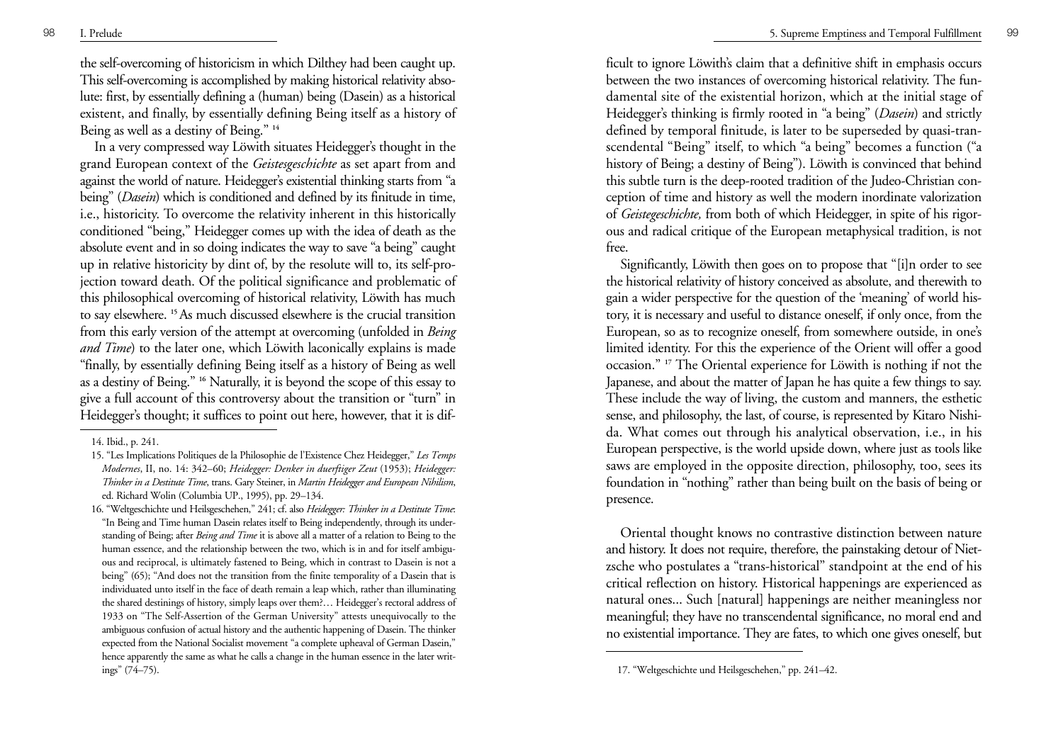the self-overcoming of historicism in which Dilthey had been caught up. This self-overcoming is accomplished by making historical relativity absolute: first, by essentially defining a (human) being (Dasein) as a historical existent, and finally, by essentially defining Being itself as a history of Being as well as a destiny of Being." [14]

In a very compressed way Löwith situates Heidegger's thought in the grand European context of the *Geistesgeschichte* as set apart from and against the world of nature. Heidegger's existential thinking starts from "a being" (*Dasein*) which is conditioned and defined by its finitude in time, i.e., historicity. To overcome the relativity inherent in this historically conditioned "being," Heidegger comes up with the idea of death as the absolute event and in so doing indicates the way to save "a being" caught up in relative historicity by dint of, by the resolute will to, its self-projection toward death. Of the political significance and problematic of this philosophical overcoming of historical relativity, Löwith has much to say elsewhere. [15] As much discussed elsewhere is the crucial transition from this early version of the attempt at overcoming (unfolded in *Being and Time*) to the later one, which Löwith laconically explains is made "finally, by essentially defining Being itself as a history of Being as well as a destiny of Being." [16] Naturally, it is beyond the scope of this essay to give a full account of this controversy about the transition or "turn" in Heidegger's thought; it suffices to point out here, however, that it is difficult to ignore Löwith's claim that a definitive shift in emphasis occurs between the two instances of overcoming historical relativity. The fundamental site of the existential horizon, which at the initial stage of Heidegger's thinking is firmly rooted in "a being" (*Dasein*) and strictly defined by temporal finitude, is later to be superseded by quasi-transcendental "Being" itself, to which "a being" becomes a function ("a history of Being; a destiny of Being"). Löwith is convinced that behind this subtle turn is the deep-rooted tradition of the Judeo-Christian conception of time and history as well the modern inordinate valorization of *Geistegeschichte,* from both of which Heidegger, in spite of his rigorous and radical critique of the European metaphysical tradition, is not free.

Significantly, Löwith then goes on to propose that "[i]n order to see the historical relativity of history conceived as absolute, and therewith to gain a wider perspective for the question of the 'meaning' of world history, it is necessary and useful to distance oneself, if only once, from the European, so as to recognize oneself, from somewhere outside, in one's limited identity. For this the experience of the Orient will offer a good occasion." [17] The Oriental experience for Löwith is nothing if not the Japanese, and about the matter of Japan he has quite a few things to say. These include the way of living, the custom and manners, the esthetic sense, and philosophy, the last, of course, is represented by Kitaro Nishida. What comes out through his analytical observation, i.e., in his European perspective, is the world upside down, where just as tools like saws are employed in the opposite direction, philosophy, too, sees its foundation in "nothing" rather than being built on the basis of being or presence.

Oriental thought knows no contrastive distinction between nature and history. It does not require, therefore, the painstaking detour of Nietzsche who postulates a "trans-historical" standpoint at the end of his critical reflection on history. Historical happenings are experienced as natural ones... Such [natural] happenings are neither meaningless nor meaningful; they have no transcendental significance, no moral end and no existential importance. They are fates, to which one gives oneself, but

---

14. Ibid., p. 241.

15. "Les Implications Politiques de la Philosophie de l'Existence Chez Heidegger," *Les Temps Modernes*, II, no. 14: 342–60; *Heidegger: Denker in duerftiger Zeut* (1953); *Heidegger: Thinker in a Destitute Time*, trans. Gary Steiner, in *Martin Heidegger and European Nihilism*, ed. Richard Wolin (Columbia UP., 1995), pp. 29–134.

16. "Weltgeschichte und Heilsgeschehen," 241; cf. also *Heidegger: Thinker in a Destitute Time*: "In Being and Time human Dasein relates itself to Being independently, through its understanding of Being; after *Being and Time* it is above all a matter of a relation to Being to the human essence, and the relationship between the two, which is in and for itself ambiguous and reciprocal, is ultimately fastened to Being, which in contrast to Dasein is not a being" (65); "And does not the transition from the finite temporality of a Dasein that is individuated unto itself in the face of death remain a leap which, rather than illuminating the shared destinings of history, simply leaps over them?… Heidegger's rectoral address of 1933 on "The Self-Assertion of the German University" attests unequivocally to the ambiguous confusion of actual history and the authentic happening of Dasein. The thinker expected from the National Socialist movement "a complete upheaval of German Dasein," hence apparently the same as what he calls a change in the human essence in the later writings" (74–75).

17. "Weltgeschichte und Heilsgeschehen," pp. 241–42.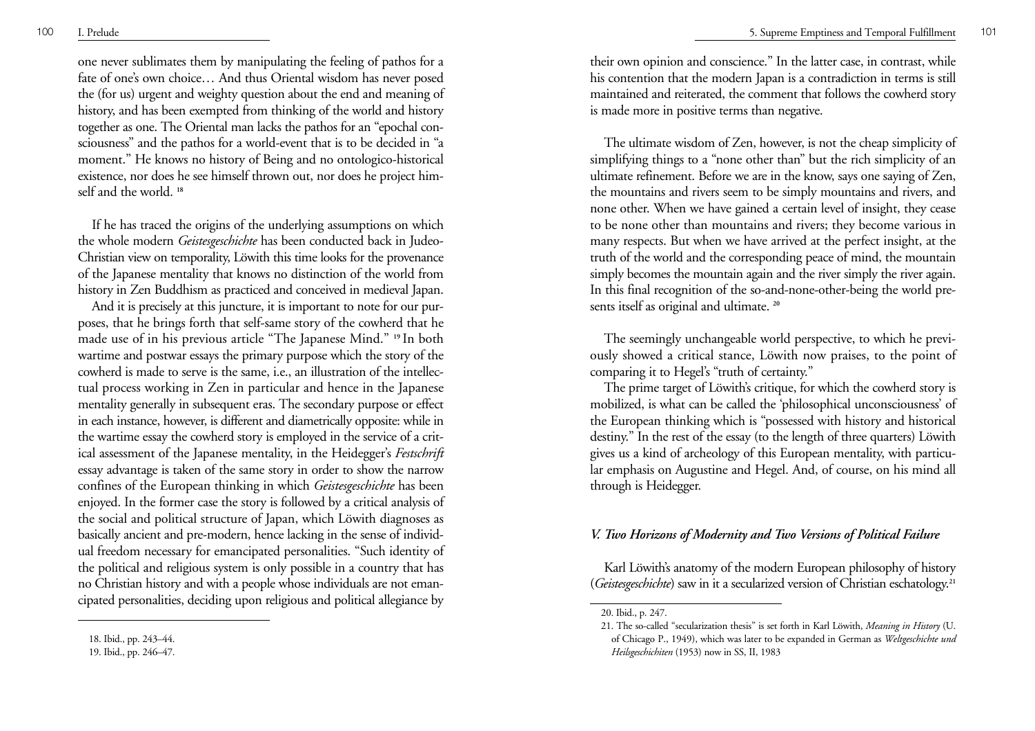one never sublimates them by manipulating the feeling of pathos for a fate of one's own choice… And thus Oriental wisdom has never posed the (for us) urgent and weighty question about the end and meaning of history, and has been exempted from thinking of the world and history together as one. The Oriental man lacks the pathos for an "epochal consciousness" and the pathos for a world-event that is to be decided in "a moment." He knows no history of Being and no ontologico-historical existence, nor does he see himself thrown out, nor does he project himself and the world. [18]

If he has traced the origins of the underlying assumptions on which the whole modern *Geistesgeschichte* has been conducted back in Judeo-Christian view on temporality, Löwith this time looks for the provenance of the Japanese mentality that knows no distinction of the world from history in Zen Buddhism as practiced and conceived in medieval Japan.

And it is precisely at this juncture, it is important to note for our purposes, that he brings forth that self-same story of the cowherd that he made use of in his previous article "The Japanese Mind." [19] In both wartime and postwar essays the primary purpose which the story of the cowherd is made to serve is the same, i.e., an illustration of the intellectual process working in Zen in particular and hence in the Japanese mentality generally in subsequent eras. The secondary purpose or effect in each instance, however, is different and diametrically opposite: while in the wartime essay the cowherd story is employed in the service of a critical assessment of the Japanese mentality, in the Heidegger's *Festschrift* essay advantage is taken of the same story in order to show the narrow confines of the European thinking in which *Geistesgeschichte* has been enjoyed. In the former case the story is followed by a critical analysis of the social and political structure of Japan, which Löwith diagnoses as basically ancient and pre-modern, hence lacking in the sense of individual freedom necessary for emancipated personalities. "Such identity of the political and religious system is only possible in a country that has no Christian history and with a people whose individuals are not emancipated personalities, deciding upon religious and political allegiance by their own opinion and conscience." In the latter case, in contrast, while his contention that the modern Japan is a contradiction in terms is still maintained and reiterated, the comment that follows the cowherd story is made more in positive terms than negative.

The ultimate wisdom of Zen, however, is not the cheap simplicity of simplifying things to a "none other than" but the rich simplicity of an ultimate refinement. Before we are in the know, says one saying of Zen, the mountains and rivers seem to be simply mountains and rivers, and none other. When we have gained a certain level of insight, they cease to be none other than mountains and rivers; they become various in many respects. But when we have arrived at the perfect insight, at the truth of the world and the corresponding peace of mind, the mountain simply becomes the mountain again and the river simply the river again. In this final recognition of the so-and-none-other-being the world presents itself as original and ultimate. [20]

The seemingly unchangeable world perspective, to which he previously showed a critical stance, Löwith now praises, to the point of comparing it to Hegel's "truth of certainty."

The prime target of Löwith's critique, for which the cowherd story is mobilized, is what can be called the 'philosophical unconsciousness' of the European thinking which is "possessed with history and historical destiny." In the rest of the essay (to the length of three quarters) Löwith gives us a kind of archeology of this European mentality, with particular emphasis on Augustine and Hegel. And, of course, on his mind all through is Heidegger.

### *V. Two Horizons of Modernity and Two Versions of Political Failure*

Karl Löwith's anatomy of the modern European philosophy of history (*Geistesgeschichte*) saw in it a secularized version of Christian eschatology.[21]

---

18. Ibid., pp. 243–44.

19. Ibid., pp. 246–47.

20. Ibid., p. 247.

21. The so-called "secularization thesis" is set forth in Karl Löwith, *Meaning in History* (U. of Chicago P., 1949), which was later to be expanded in German as *Weltgeschichte und Heilsgeschichiten* (1953) now in SS, II, 1983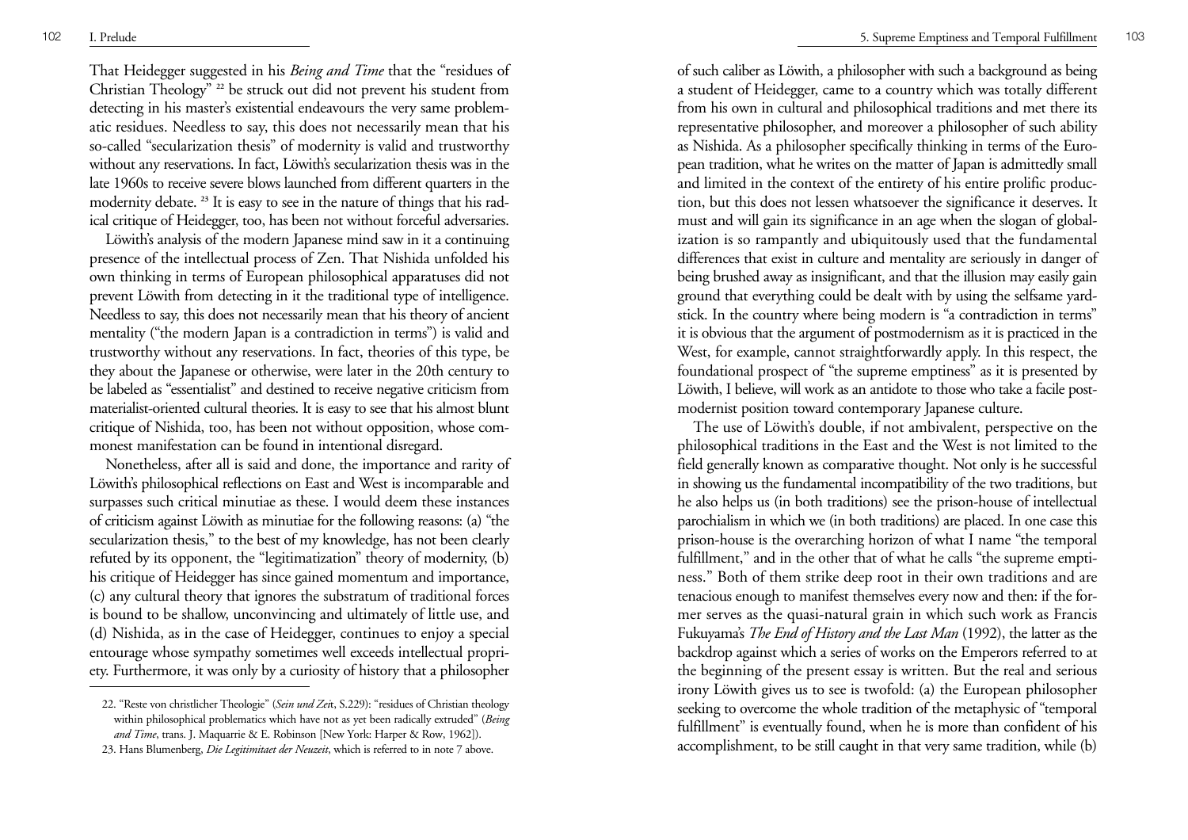That Heidegger suggested in his *Being and Time* that the "residues of Christian Theology" [22] be struck out did not prevent his student from detecting in his master's existential endeavours the very same problematic residues. Needless to say, this does not necessarily mean that his so-called "secularization thesis" of modernity is valid and trustworthy without any reservations. In fact, Löwith's secularization thesis was in the late 1960s to receive severe blows launched from different quarters in the modernity debate. [23] It is easy to see in the nature of things that his radical critique of Heidegger, too, has been not without forceful adversaries.

Löwith's analysis of the modern Japanese mind saw in it a continuing presence of the intellectual process of Zen. That Nishida unfolded his own thinking in terms of European philosophical apparatuses did not prevent Löwith from detecting in it the traditional type of intelligence. Needless to say, this does not necessarily mean that his theory of ancient mentality ("the modern Japan is a contradiction in terms") is valid and trustworthy without any reservations. In fact, theories of this type, be they about the Japanese or otherwise, were later in the 20th century to be labeled as "essentialist" and destined to receive negative criticism from materialist-oriented cultural theories. It is easy to see that his almost blunt critique of Nishida, too, has been not without opposition, whose commonest manifestation can be found in intentional disregard.

Nonetheless, after all is said and done, the importance and rarity of Löwith's philosophical reflections on East and West is incomparable and surpasses such critical minutiae as these. I would deem these instances of criticism against Löwith as minutiae for the following reasons: (a) "the secularization thesis," to the best of my knowledge, has not been clearly refuted by its opponent, the "legitimatization" theory of modernity, (b) his critique of Heidegger has since gained momentum and importance, (c) any cultural theory that ignores the substratum of traditional forces is bound to be shallow, unconvincing and ultimately of little use, and (d) Nishida, as in the case of Heidegger, continues to enjoy a special entourage whose sympathy sometimes well exceeds intellectual propriety. Furthermore, it was only by a curiosity of history that a philosopher of such caliber as Löwith, a philosopher with such a background as being a student of Heidegger, came to a country which was totally different from his own in cultural and philosophical traditions and met there its representative philosopher, and moreover a philosopher of such ability as Nishida. As a philosopher specifically thinking in terms of the European tradition, what he writes on the matter of Japan is admittedly small and limited in the context of the entirety of his entire prolific production, but this does not lessen whatsoever the significance it deserves. It must and will gain its significance in an age when the slogan of globalization is so rampantly and ubiquitously used that the fundamental differences that exist in culture and mentality are seriously in danger of being brushed away as insignificant, and that the illusion may easily gain ground that everything could be dealt with by using the selfsame yardstick. In the country where being modern is "a contradiction in terms" it is obvious that the argument of postmodernism as it is practiced in the West, for example, cannot straightforwardly apply. In this respect, the foundational prospect of "the supreme emptiness" as it is presented by Löwith, I believe, will work as an antidote to those who take a facile postmodernist position toward contemporary Japanese culture.

The use of Löwith's double, if not ambivalent, perspective on the philosophical traditions in the East and the West is not limited to the field generally known as comparative thought. Not only is he successful in showing us the fundamental incompatibility of the two traditions, but he also helps us (in both traditions) see the prison-house of intellectual parochialism in which we (in both traditions) are placed. In one case this prison-house is the overarching horizon of what I name "the temporal fulfillment," and in the other that of what he calls "the supreme emptiness." Both of them strike deep root in their own traditions and are tenacious enough to manifest themselves every now and then: if the former serves as the quasi-natural grain in which such work as Francis Fukuyama's *The End of History and the Last Man* (1992), the latter as the backdrop against which a series of works on the Emperors referred to at the beginning of the present essay is written. But the real and serious irony Löwith gives us to see is twofold: (a) the European philosopher seeking to overcome the whole tradition of the metaphysic of "temporal fulfillment" is eventually found, when he is more than confident of his accomplishment, to be still caught in that very same tradition, while (b)

---

22. "Reste von christlicher Theologie" (*Sein und Zeit*, S.229): "residues of Christian theology within philosophical problematics which have not as yet been radically extruded" (*Being and Time*, trans. J. Maquarrie & E. Robinson [New York: Harper & Row, 1962]).

23. Hans Blumenberg, *Die Legitimitaet der Neuzeit*, which is referred to in note 7 above.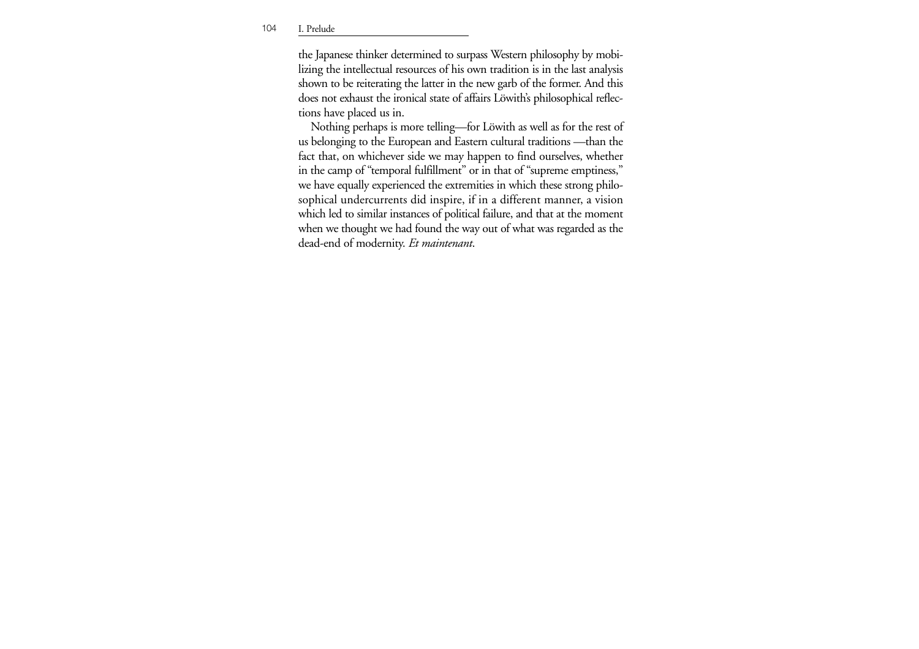the Japanese thinker determined to surpass Western philosophy by mobilizing the intellectual resources of his own tradition is in the last analysis shown to be reiterating the latter in the new garb of the former. And this does not exhaust the ironical state of affairs Löwith's philosophical reflections have placed us in.

Nothing perhaps is more telling—for Löwith as well as for the rest of us belonging to the European and Eastern cultural traditions —than the fact that, on whichever side we may happen to find ourselves, whether in the camp of "temporal fulfillment" or in that of "supreme emptiness," we have equally experienced the extremities in which these strong philosophical undercurrents did inspire, if in a different manner, a vision which led to similar instances of political failure, and that at the moment when we thought we had found the way out of what was regarded as the dead-end of modernity. *Et maintenant*.